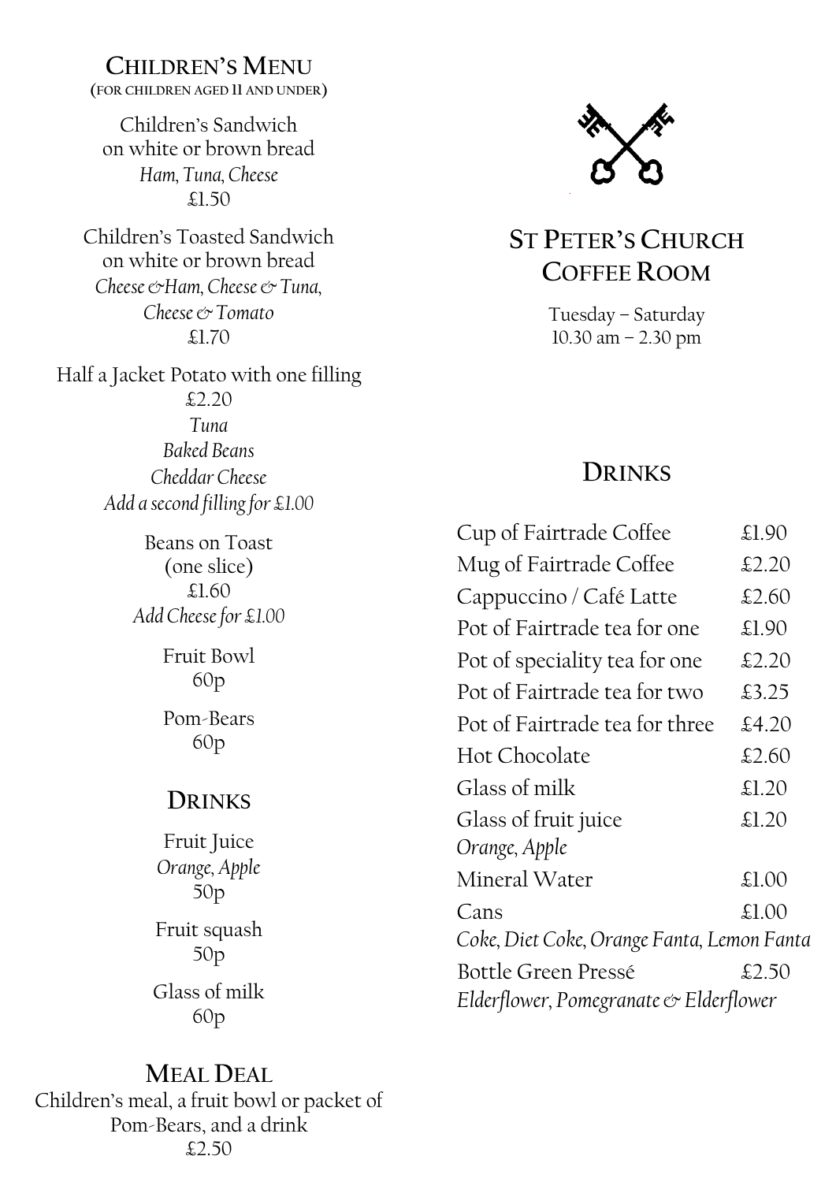## Children's Menu

(for children aged 11 and under)

Children's Sandwich
on white or brown bread
*Ham, Tuna, Cheese*
£1.50

Children's Toasted Sandwich
on white or brown bread
*Cheese &Ham, Cheese & Tuna, Cheese & Tomato*
£1.70

Half a Jacket Potato with one filling
£2.20
*Tuna*
*Baked Beans*
*Cheddar Cheese*
*Add a second filling for £1.00*

Beans on Toast
(one slice)
£1.60
*Add Cheese for £1.00*

Fruit Bowl
60p

Pom-Bears
60p

### Drinks

Fruit Juice
*Orange, Apple*
50p

Fruit squash
50p

Glass of milk
60p

### Meal Deal

Children's meal, a fruit bowl or packet of Pom-Bears, and a drink
£2.50

# St Peter's Church Coffee Room

Tuesday – Saturday
10.30 am – 2.30 pm

## Drinks

| Item | Price |
| --- | --- |
| Cup of Fairtrade Coffee | £1.90 |
| Mug of Fairtrade Coffee | £2.20 |
| Cappuccino / Café Latte | £2.60 |
| Pot of Fairtrade tea for one | £1.90 |
| Pot of speciality tea for one | £2.20 |
| Pot of Fairtrade tea for two | £3.25 |
| Pot of Fairtrade tea for three | £4.20 |
| Hot Chocolate | £2.60 |
| Glass of milk | £1.20 |
| Glass of fruit juice *Orange, Apple* | £1.20 |
| Mineral Water | £1.00 |
| Cans *Coke, Diet Coke, Orange Fanta, Lemon Fanta* | £1.00 |
| Bottle Green Pressé *Elderflower, Pomegranate & Elderflower* | £2.50 |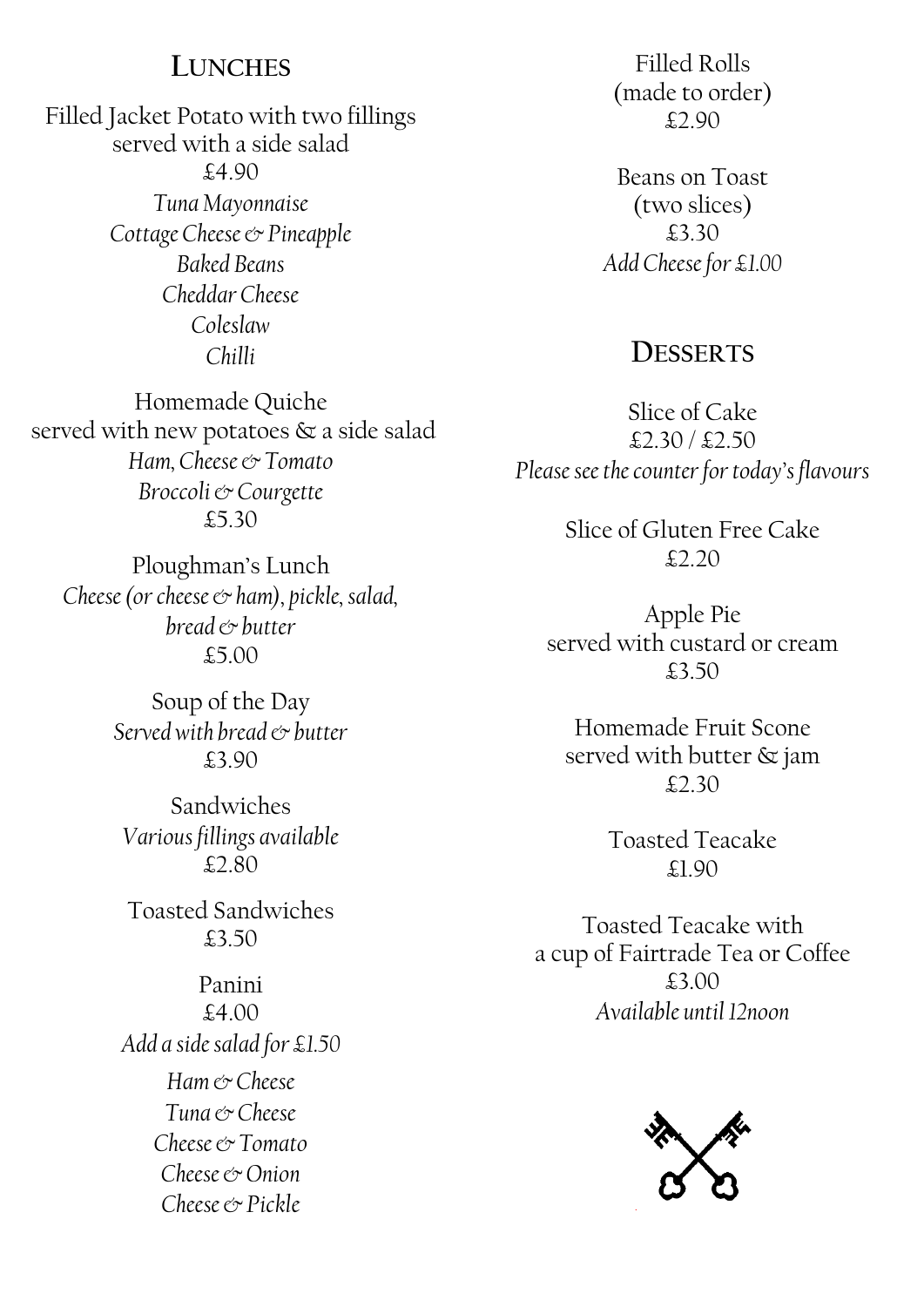## LUNCHES

Filled Jacket Potato with two fillings served with a side salad
£4.90

*Tuna Mayonnaise*
*Cottage Cheese & Pineapple*
*Baked Beans*
*Cheddar Cheese*
*Coleslaw*
*Chilli*

Homemade Quiche served with new potatoes & a side salad
*Ham, Cheese & Tomato*
*Broccoli & Courgette*
£5.30

Ploughman's Lunch
*Cheese (or cheese & ham), pickle, salad, bread & butter*
£5.00

Soup of the Day
*Served with bread & butter*
£3.90

Sandwiches
*Various fillings available*
£2.80

Toasted Sandwiches
£3.50

Panini
£4.00
*Add a side salad for £1.50*

*Ham & Cheese*
*Tuna & Cheese*
*Cheese & Tomato*
*Cheese & Onion*
*Cheese & Pickle*

Filled Rolls (made to order)
£2.90

Beans on Toast (two slices)
£3.30
*Add Cheese for £1.00*

## DESSERTS

Slice of Cake
£2.30 / £2.50
*Please see the counter for today's flavours*

Slice of Gluten Free Cake
£2.20

Apple Pie served with custard or cream
£3.50

Homemade Fruit Scone served with butter & jam
£2.30

Toasted Teacake
£1.90

Toasted Teacake with a cup of Fairtrade Tea or Coffee
£3.00
*Available until 12noon*